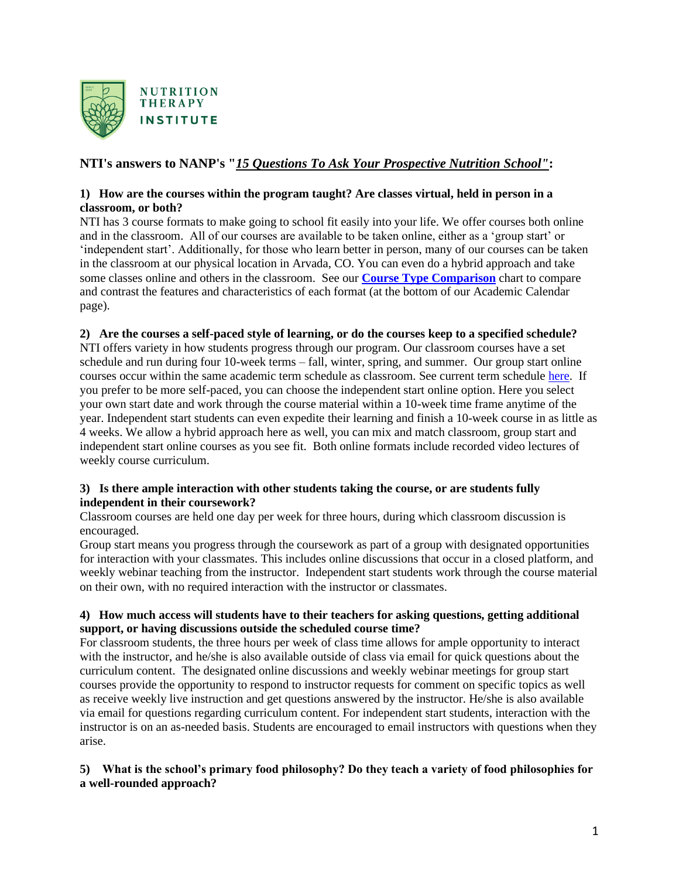NUTRITION THERAPY INSTITUTE

## NTI's answers to NANP's "*15 Questions To Ask Your Prospective Nutrition School"*:

**1) How are the courses within the program taught? Are classes virtual, held in person in a classroom, or both?**

NTI has 3 course formats to make going to school fit easily into your life. We offer courses both online and in the classroom. All of our courses are available to be taken online, either as a 'group start' or 'independent start'. Additionally, for those who learn better in person, many of our courses can be taken in the classroom at our physical location in Arvada, CO. You can even do a hybrid approach and take some classes online and others in the classroom. See our **Course Type Comparison** chart to compare and contrast the features and characteristics of each format (at the bottom of our Academic Calendar page).

**2) Are the courses a self-paced style of learning, or do the courses keep to a specified schedule?**

NTI offers variety in how students progress through our program. Our classroom courses have a set schedule and run during four 10-week terms – fall, winter, spring, and summer. Our group start online courses occur within the same academic term schedule as classroom. See current term schedule here. If you prefer to be more self-paced, you can choose the independent start online option. Here you select your own start date and work through the course material within a 10-week time frame anytime of the year. Independent start students can even expedite their learning and finish a 10-week course in as little as 4 weeks. We allow a hybrid approach here as well, you can mix and match classroom, group start and independent start online courses as you see fit. Both online formats include recorded video lectures of weekly course curriculum.

**3) Is there ample interaction with other students taking the course, or are students fully independent in their coursework?**

Classroom courses are held one day per week for three hours, during which classroom discussion is encouraged.

Group start means you progress through the coursework as part of a group with designated opportunities for interaction with your classmates. This includes online discussions that occur in a closed platform, and weekly webinar teaching from the instructor. Independent start students work through the course material on their own, with no required interaction with the instructor or classmates.

**4) How much access will students have to their teachers for asking questions, getting additional support, or having discussions outside the scheduled course time?**

For classroom students, the three hours per week of class time allows for ample opportunity to interact with the instructor, and he/she is also available outside of class via email for quick questions about the curriculum content. The designated online discussions and weekly webinar meetings for group start courses provide the opportunity to respond to instructor requests for comment on specific topics as well as receive weekly live instruction and get questions answered by the instructor. He/she is also available via email for questions regarding curriculum content. For independent start students, interaction with the instructor is on an as-needed basis. Students are encouraged to email instructors with questions when they arise.

**5) What is the school's primary food philosophy? Do they teach a variety of food philosophies for a well-rounded approach?**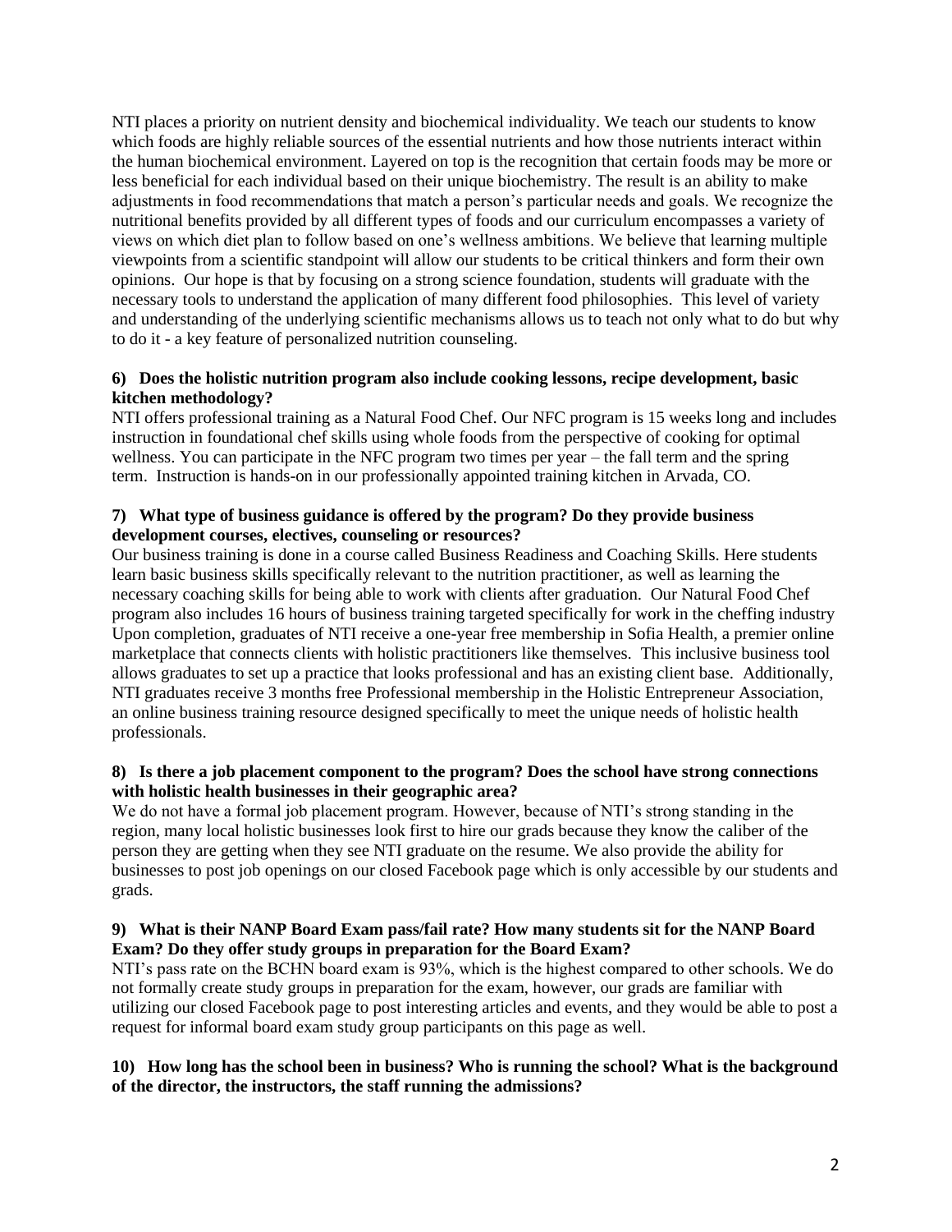NTI places a priority on nutrient density and biochemical individuality. We teach our students to know which foods are highly reliable sources of the essential nutrients and how those nutrients interact within the human biochemical environment. Layered on top is the recognition that certain foods may be more or less beneficial for each individual based on their unique biochemistry. The result is an ability to make adjustments in food recommendations that match a person's particular needs and goals. We recognize the nutritional benefits provided by all different types of foods and our curriculum encompasses a variety of views on which diet plan to follow based on one's wellness ambitions. We believe that learning multiple viewpoints from a scientific standpoint will allow our students to be critical thinkers and form their own opinions. Our hope is that by focusing on a strong science foundation, students will graduate with the necessary tools to understand the application of many different food philosophies. This level of variety and understanding of the underlying scientific mechanisms allows us to teach not only what to do but why to do it - a key feature of personalized nutrition counseling.

**6) Does the holistic nutrition program also include cooking lessons, recipe development, basic kitchen methodology?**

NTI offers professional training as a Natural Food Chef. Our NFC program is 15 weeks long and includes instruction in foundational chef skills using whole foods from the perspective of cooking for optimal wellness. You can participate in the NFC program two times per year – the fall term and the spring term. Instruction is hands-on in our professionally appointed training kitchen in Arvada, CO.

**7) What type of business guidance is offered by the program? Do they provide business development courses, electives, counseling or resources?**

Our business training is done in a course called Business Readiness and Coaching Skills. Here students learn basic business skills specifically relevant to the nutrition practitioner, as well as learning the necessary coaching skills for being able to work with clients after graduation. Our Natural Food Chef program also includes 16 hours of business training targeted specifically for work in the cheffing industry Upon completion, graduates of NTI receive a one-year free membership in Sofia Health, a premier online marketplace that connects clients with holistic practitioners like themselves. This inclusive business tool allows graduates to set up a practice that looks professional and has an existing client base. Additionally, NTI graduates receive 3 months free Professional membership in the Holistic Entrepreneur Association, an online business training resource designed specifically to meet the unique needs of holistic health professionals.

**8) Is there a job placement component to the program? Does the school have strong connections with holistic health businesses in their geographic area?**

We do not have a formal job placement program. However, because of NTI's strong standing in the region, many local holistic businesses look first to hire our grads because they know the caliber of the person they are getting when they see NTI graduate on the resume. We also provide the ability for businesses to post job openings on our closed Facebook page which is only accessible by our students and grads.

**9) What is their NANP Board Exam pass/fail rate? How many students sit for the NANP Board Exam? Do they offer study groups in preparation for the Board Exam?**

NTI's pass rate on the BCHN board exam is 93%, which is the highest compared to other schools. We do not formally create study groups in preparation for the exam, however, our grads are familiar with utilizing our closed Facebook page to post interesting articles and events, and they would be able to post a request for informal board exam study group participants on this page as well.

**10) How long has the school been in business? Who is running the school? What is the background of the director, the instructors, the staff running the admissions?**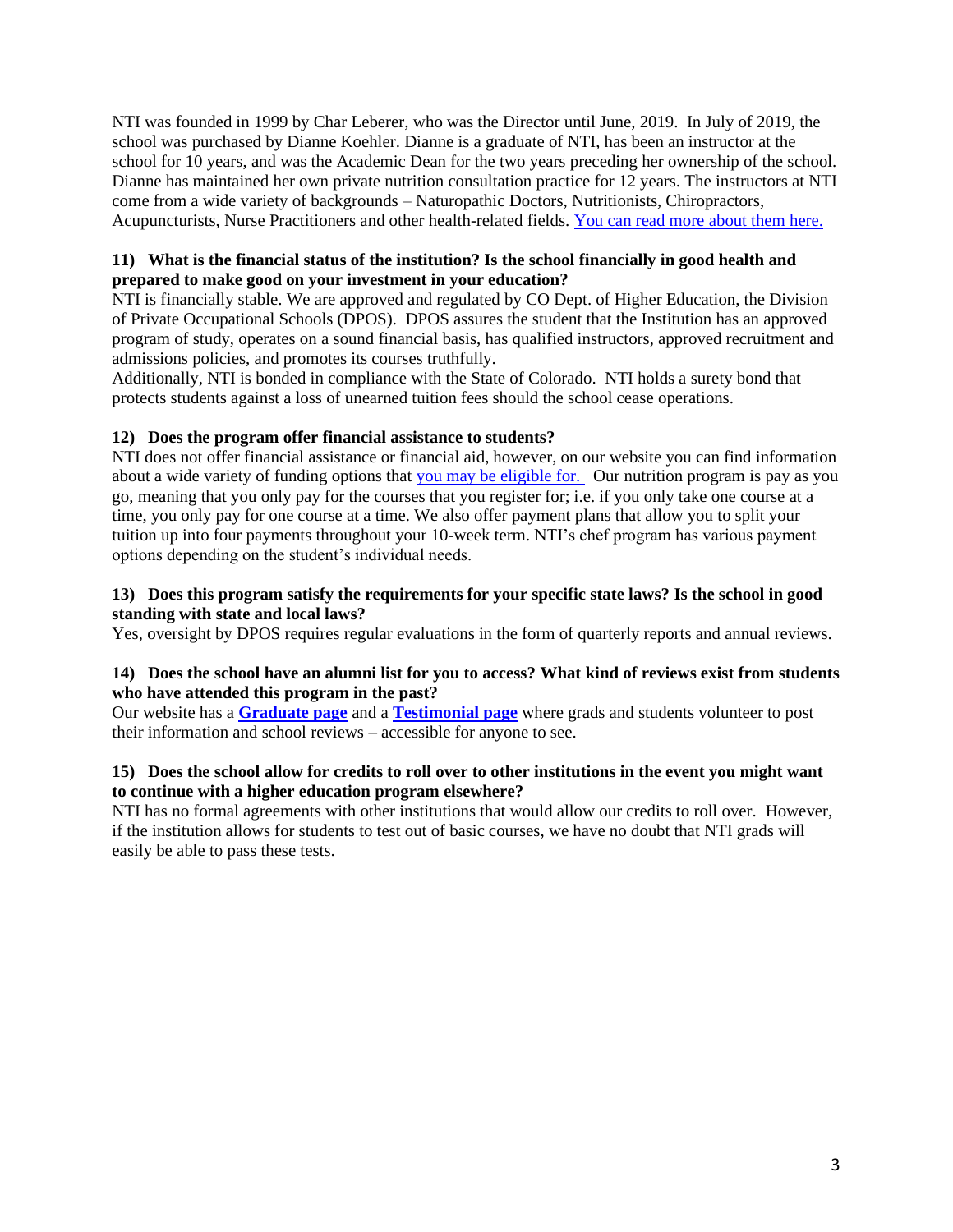NTI was founded in 1999 by Char Leberer, who was the Director until June, 2019. In July of 2019, the school was purchased by Dianne Koehler. Dianne is a graduate of NTI, has been an instructor at the school for 10 years, and was the Academic Dean for the two years preceding her ownership of the school. Dianne has maintained her own private nutrition consultation practice for 12 years. The instructors at NTI come from a wide variety of backgrounds – Naturopathic Doctors, Nutritionists, Chiropractors, Acupuncturists, Nurse Practitioners and other health-related fields. You can read more about them here.

**11) What is the financial status of the institution? Is the school financially in good health and prepared to make good on your investment in your education?**

NTI is financially stable. We are approved and regulated by CO Dept. of Higher Education, the Division of Private Occupational Schools (DPOS). DPOS assures the student that the Institution has an approved program of study, operates on a sound financial basis, has qualified instructors, approved recruitment and admissions policies, and promotes its courses truthfully.

Additionally, NTI is bonded in compliance with the State of Colorado. NTI holds a surety bond that protects students against a loss of unearned tuition fees should the school cease operations.

**12) Does the program offer financial assistance to students?**

NTI does not offer financial assistance or financial aid, however, on our website you can find information about a wide variety of funding options that you may be eligible for. Our nutrition program is pay as you go, meaning that you only pay for the courses that you register for; i.e. if you only take one course at a time, you only pay for one course at a time. We also offer payment plans that allow you to split your tuition up into four payments throughout your 10-week term. NTI's chef program has various payment options depending on the student's individual needs.

**13) Does this program satisfy the requirements for your specific state laws? Is the school in good standing with state and local laws?**

Yes, oversight by DPOS requires regular evaluations in the form of quarterly reports and annual reviews.

**14) Does the school have an alumni list for you to access? What kind of reviews exist from students who have attended this program in the past?**

Our website has a **Graduate page** and a **Testimonial page** where grads and students volunteer to post their information and school reviews – accessible for anyone to see.

**15) Does the school allow for credits to roll over to other institutions in the event you might want to continue with a higher education program elsewhere?**

NTI has no formal agreements with other institutions that would allow our credits to roll over. However, if the institution allows for students to test out of basic courses, we have no doubt that NTI grads will easily be able to pass these tests.